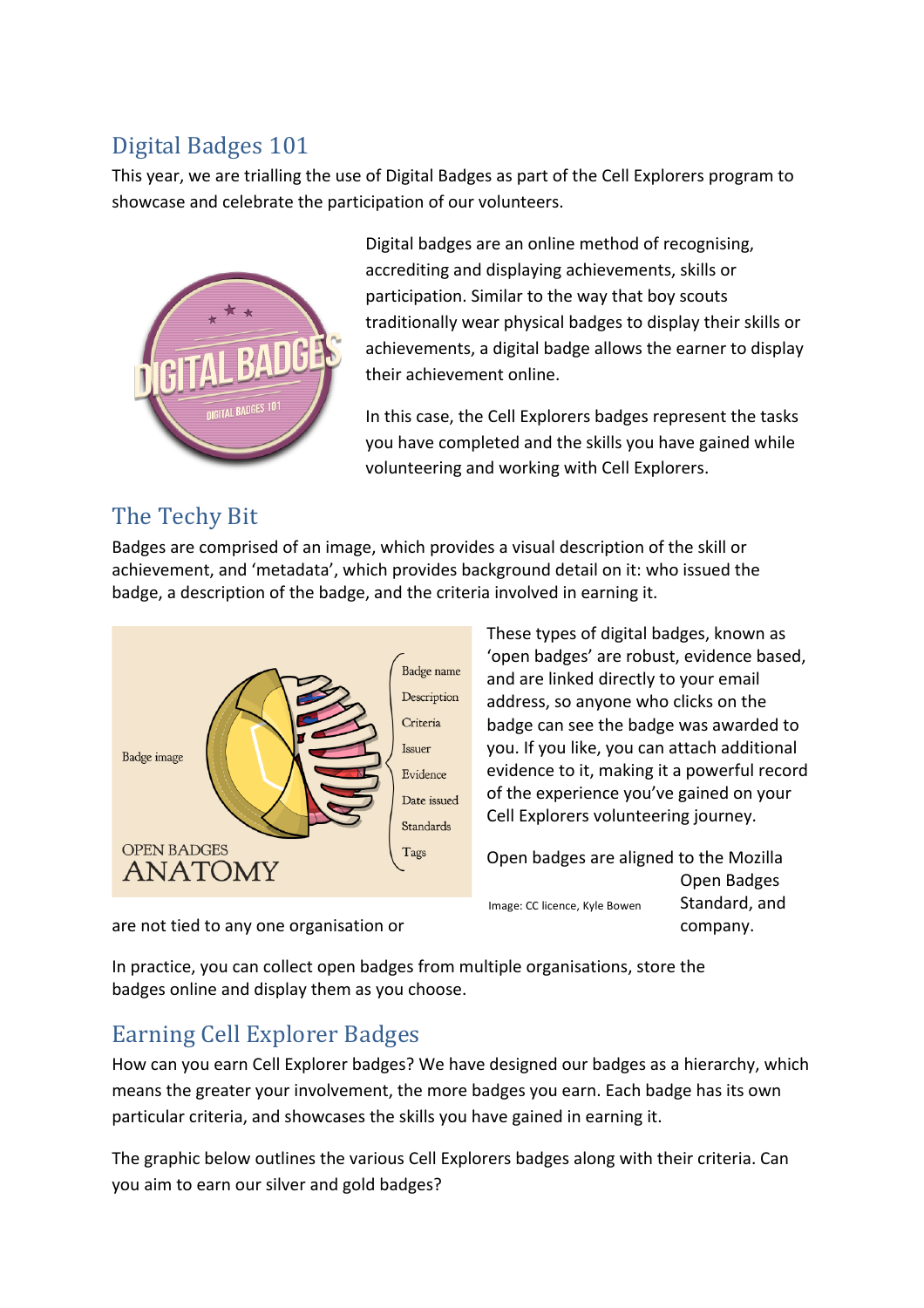## Digital Badges 101

This year, we are trialling the use of Digital Badges as part of the Cell Explorers program to showcase and celebrate the participation of our volunteers.

Digital badges are an online method of recognising, accrediting and displaying achievements, skills or participation. Similar to the way that boy scouts traditionally wear physical badges to display their skills or achievements, a digital badge allows the earner to display their achievement online.

In this case, the Cell Explorers badges represent the tasks you have completed and the skills you have gained while volunteering and working with Cell Explorers.

## The Techy Bit

Badges are comprised of an image, which provides a visual description of the skill or achievement, and 'metadata', which provides background detail on it: who issued the badge, a description of the badge, and the criteria involved in earning it.

These types of digital badges, known as 'open badges' are robust, evidence based, and are linked directly to your email address, so anyone who clicks on the badge can see the badge was awarded to you. If you like, you can attach additional evidence to it, making it a powerful record of the experience you've gained on your Cell Explorers volunteering journey.

Image: CC licence, Kyle Bowen

Open badges are aligned to the Mozilla Open Badges Standard, and are not tied to any one organisation or company.

In practice, you can collect open badges from multiple organisations, store the badges online and display them as you choose.

## Earning Cell Explorer Badges

How can you earn Cell Explorer badges? We have designed our badges as a hierarchy, which means the greater your involvement, the more badges you earn. Each badge has its own particular criteria, and showcases the skills you have gained in earning it.

The graphic below outlines the various Cell Explorers badges along with their criteria. Can you aim to earn our silver and gold badges?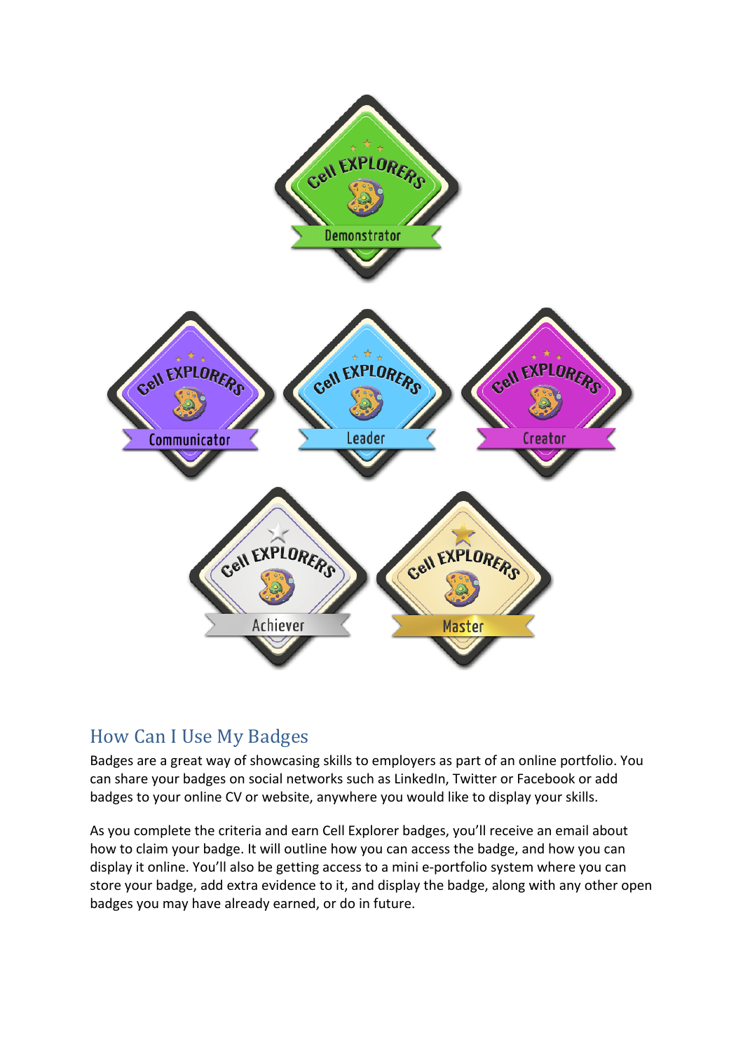## How Can I Use My Badges

Badges are a great way of showcasing skills to employers as part of an online portfolio. You can share your badges on social networks such as LinkedIn, Twitter or Facebook or add badges to your online CV or website, anywhere you would like to display your skills.

As you complete the criteria and earn Cell Explorer badges, you'll receive an email about how to claim your badge. It will outline how you can access the badge, and how you can display it online. You'll also be getting access to a mini e-portfolio system where you can store your badge, add extra evidence to it, and display the badge, along with any other open badges you may have already earned, or do in future.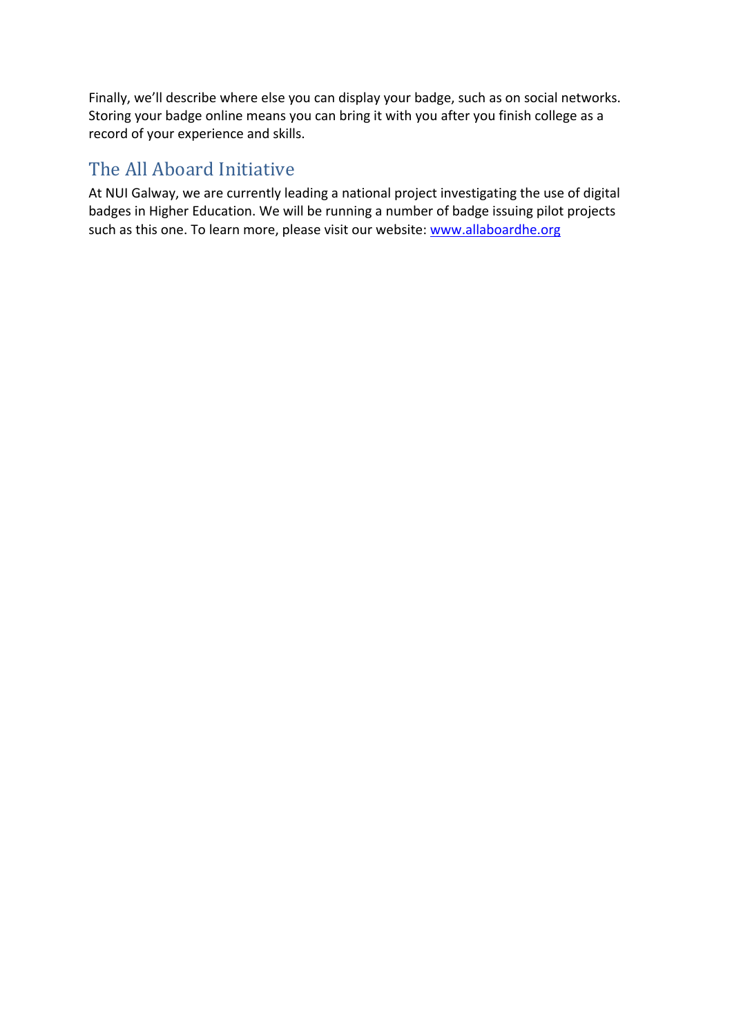Finally, we'll describe where else you can display your badge, such as on social networks. Storing your badge online means you can bring it with you after you finish college as a record of your experience and skills.

## The All Aboard Initiative

At NUI Galway, we are currently leading a national project investigating the use of digital badges in Higher Education. We will be running a number of badge issuing pilot projects such as this one. To learn more, please visit our website: [www.allaboardhe.org](http://www.allaboardhe.org)